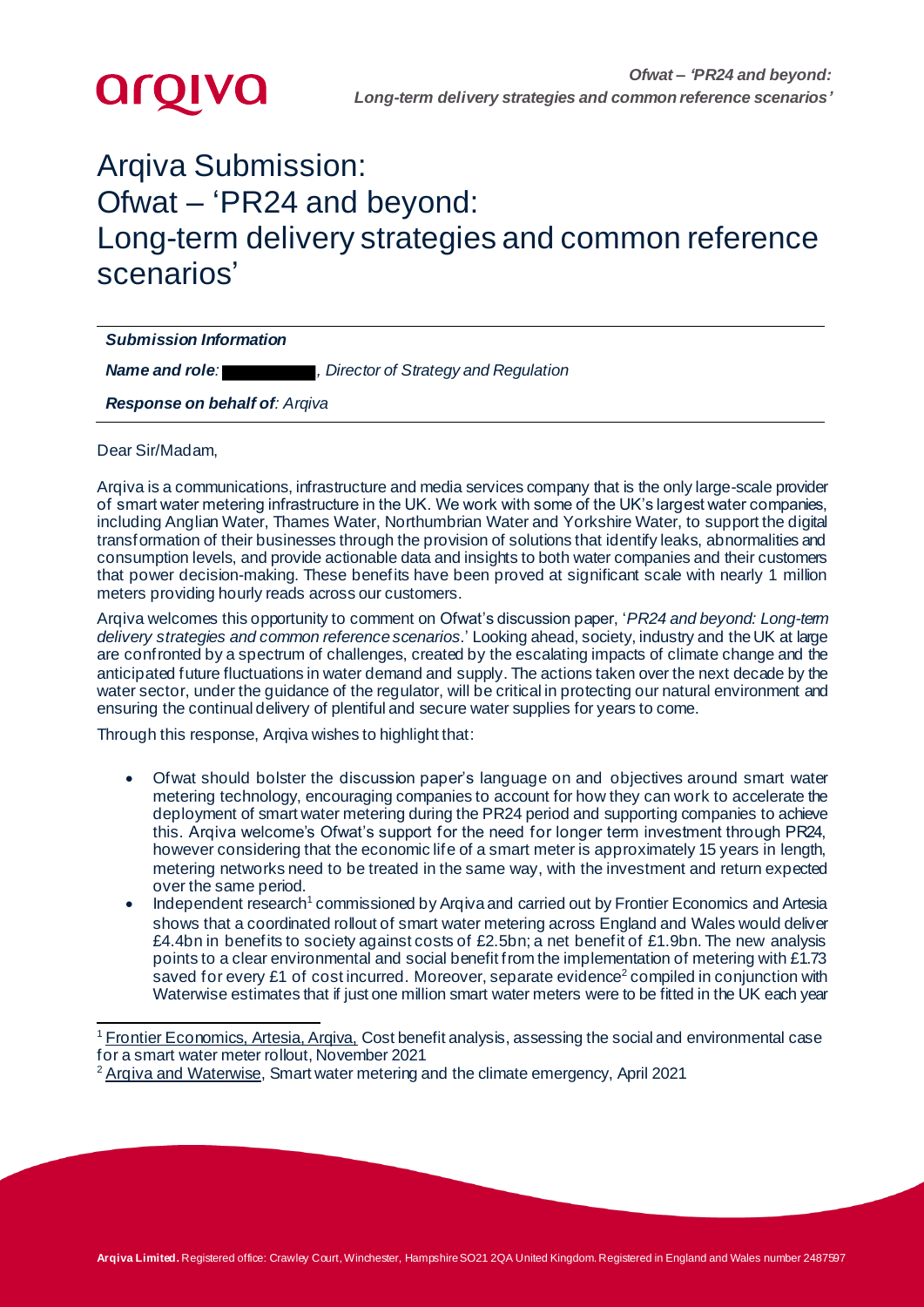# Arqiva Submission: Ofwat – 'PR24 and beyond: Long-term delivery strategies and common reference scenarios'

***Submission Information***

***Name and role***: ██████████, *Director of Strategy and Regulation*

***Response on behalf of***: *Arqiva*

Dear Sir/Madam,

Arqiva is a communications, infrastructure and media services company that is the only large-scale provider of smart water metering infrastructure in the UK. We work with some of the UK's largest water companies, including Anglian Water, Thames Water, Northumbrian Water and Yorkshire Water, to support the digital transformation of their businesses through the provision of solutions that identify leaks, abnormalities and consumption levels, and provide actionable data and insights to both water companies and their customers that power decision-making. These benefits have been proved at significant scale with nearly 1 million meters providing hourly reads across our customers.

Arqiva welcomes this opportunity to comment on Ofwat's discussion paper, '*PR24 and beyond: Long-term delivery strategies and common reference scenarios*.' Looking ahead, society, industry and the UK at large are confronted by a spectrum of challenges, created by the escalating impacts of climate change and the anticipated future fluctuations in water demand and supply. The actions taken over the next decade by the water sector, under the guidance of the regulator, will be critical in protecting our natural environment and ensuring the continual delivery of plentiful and secure water supplies for years to come.

Through this response, Arqiva wishes to highlight that:

- Ofwat should bolster the discussion paper's language on and objectives around smart water metering technology, encouraging companies to account for how they can work to accelerate the deployment of smart water metering during the PR24 period and supporting companies to achieve this. Arqiva welcome's Ofwat's support for the need for longer term investment through PR24, however considering that the economic life of a smart meter is approximately 15 years in length, metering networks need to be treated in the same way, with the investment and return expected over the same period.
- Independent research[1] commissioned by Arqiva and carried out by Frontier Economics and Artesia shows that a coordinated rollout of smart water metering across England and Wales would deliver £4.4bn in benefits to society against costs of £2.5bn; a net benefit of £1.9bn. The new analysis points to a clear environmental and social benefit from the implementation of metering with £1.73 saved for every £1 of cost incurred. Moreover, separate evidence[2] compiled in conjunction with Waterwise estimates that if just one million smart water meters were to be fitted in the UK each year

---

[1] Frontier Economics, Artesia, Arqiva, Cost benefit analysis, assessing the social and environmental case for a smart water meter rollout, November 2021

[2] Arqiva and Waterwise, Smart water metering and the climate emergency, April 2021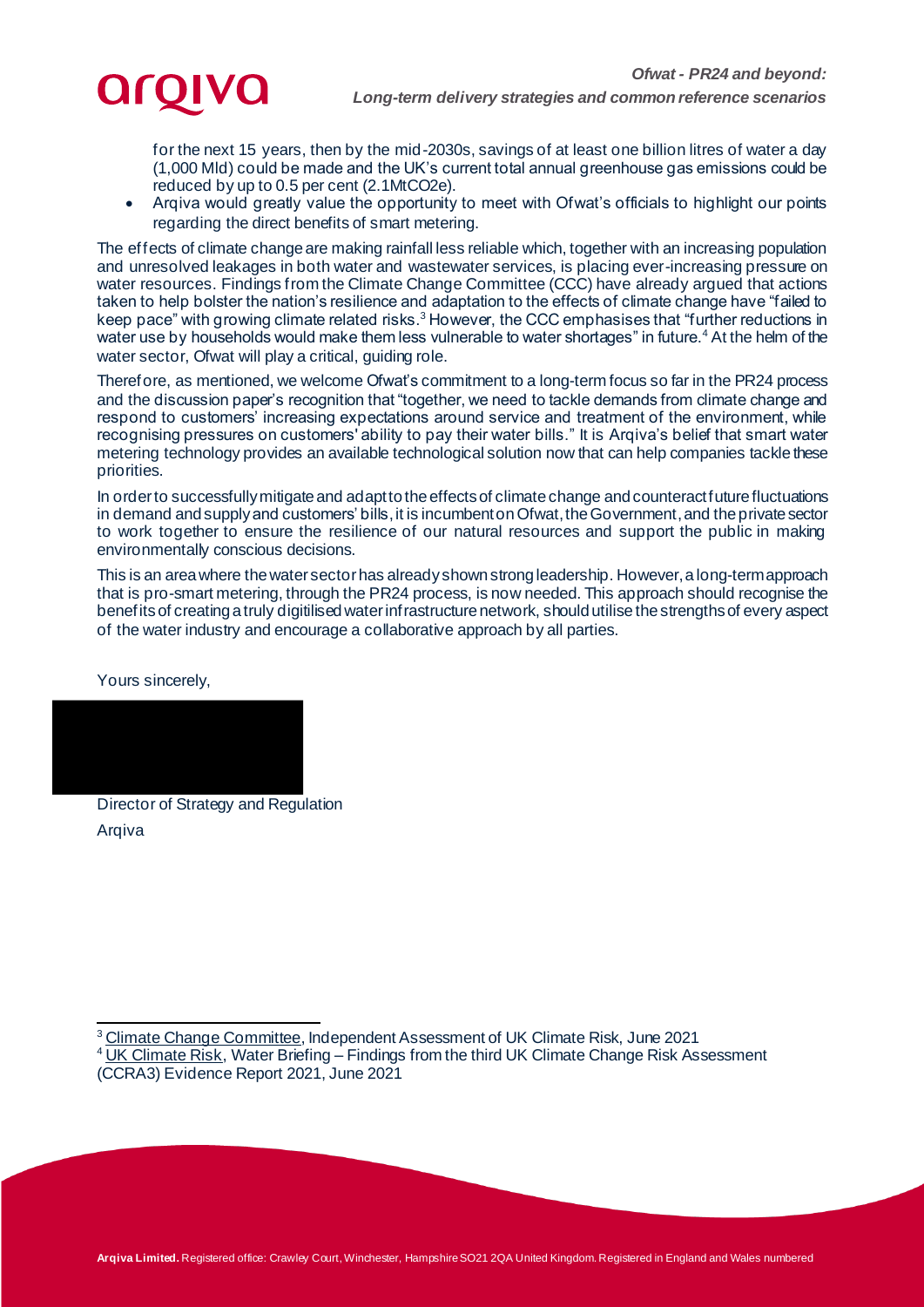for the next 15 years, then by the mid-2030s, savings of at least one billion litres of water a day (1,000 Mld) could be made and the UK's current total annual greenhouse gas emissions could be reduced by up to 0.5 per cent (2.1MtCO2e).

- Arqiva would greatly value the opportunity to meet with Ofwat's officials to highlight our points regarding the direct benefits of smart metering.

The effects of climate change are making rainfall less reliable which, together with an increasing population and unresolved leakages in both water and wastewater services, is placing ever-increasing pressure on water resources. Findings from the Climate Change Committee (CCC) have already argued that actions taken to help bolster the nation's resilience and adaptation to the effects of climate change have "failed to keep pace" with growing climate related risks.[3] However, the CCC emphasises that "further reductions in water use by households would make them less vulnerable to water shortages" in future.[4] At the helm of the water sector, Ofwat will play a critical, guiding role.

Therefore, as mentioned, we welcome Ofwat's commitment to a long-term focus so far in the PR24 process and the discussion paper's recognition that "together, we need to tackle demands from climate change and respond to customers' increasing expectations around service and treatment of the environment, while recognising pressures on customers' ability to pay their water bills." It is Arqiva's belief that smart water metering technology provides an available technological solution now that can help companies tackle these priorities.

In order to successfully mitigate and adapt to the effects of climate change and counteract future fluctuations in demand and supply and customers' bills, it is incumbent on Ofwat, the Government, and the private sector to work together to ensure the resilience of our natural resources and support the public in making environmentally conscious decisions.

This is an area where the water sector has already shown strong leadership. However, a long-term approach that is pro-smart metering, through the PR24 process, is now needed. This approach should recognise the benefits of creating a truly digitilised water infrastructure network, should utilise the strengths of every aspect of the water industry and encourage a collaborative approach by all parties.

Yours sincerely,

Director of Strategy and Regulation
Arqiva

---

[3] Climate Change Committee, Independent Assessment of UK Climate Risk, June 2021

[4] UK Climate Risk, Water Briefing – Findings from the third UK Climate Change Risk Assessment (CCRA3) Evidence Report 2021, June 2021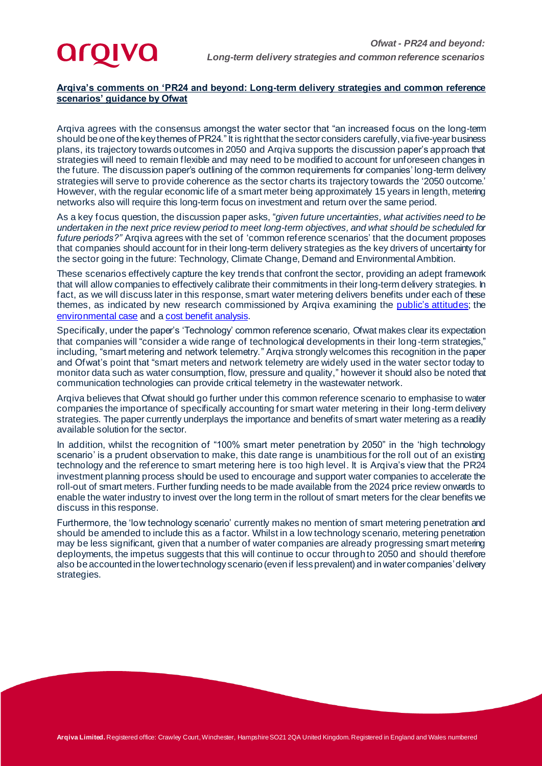**Arqiva's comments on 'PR24 and beyond: Long-term delivery strategies and common reference scenarios' guidance by Ofwat**

Arqiva agrees with the consensus amongst the water sector that "an increased focus on the long-term should be one of the key themes of PR24." It is right that the sector considers carefully, via five-year business plans, its trajectory towards outcomes in 2050 and Arqiva supports the discussion paper's approach that strategies will need to remain flexible and may need to be modified to account for unforeseen changes in the future. The discussion paper's outlining of the common requirements for companies' long-term delivery strategies will serve to provide coherence as the sector charts its trajectory towards the '2050 outcome.' However, with the regular economic life of a smart meter being approximately 15 years in length, metering networks also will require this long-term focus on investment and return over the same period.

As a key focus question, the discussion paper asks, "*given future uncertainties, what activities need to be undertaken in the next price review period to meet long-term objectives, and what should be scheduled for future periods?"* Arqiva agrees with the set of 'common reference scenarios' that the document proposes that companies should account for in their long-term delivery strategies as the key drivers of uncertainty for the sector going in the future: Technology, Climate Change, Demand and Environmental Ambition.

These scenarios effectively capture the key trends that confront the sector, providing an adept framework that will allow companies to effectively calibrate their commitments in their long-term delivery strategies. In fact, as we will discuss later in this response, smart water metering delivers benefits under each of these themes, as indicated by new research commissioned by Arqiva examining the public's attitudes; the environmental case and a cost benefit analysis.

Specifically, under the paper's 'Technology' common reference scenario, Ofwat makes clear its expectation that companies will "consider a wide range of technological developments in their long-term strategies," including, "smart metering and network telemetry." Arqiva strongly welcomes this recognition in the paper and Ofwat's point that "smart meters and network telemetry are widely used in the water sector today to monitor data such as water consumption, flow, pressure and quality," however it should also be noted that communication technologies can provide critical telemetry in the wastewater network.

Arqiva believes that Ofwat should go further under this common reference scenario to emphasise to water companies the importance of specifically accounting for smart water metering in their long-term delivery strategies. The paper currently underplays the importance and benefits of smart water metering as a readily available solution for the sector.

In addition, whilst the recognition of "100% smart meter penetration by 2050" in the 'high technology scenario' is a prudent observation to make, this date range is unambitious for the roll out of an existing technology and the reference to smart metering here is too high level. It is Arqiva's view that the PR24 investment planning process should be used to encourage and support water companies to accelerate the roll-out of smart meters. Further funding needs to be made available from the 2024 price review onwards to enable the water industry to invest over the long term in the rollout of smart meters for the clear benefits we discuss in this response.

Furthermore, the 'low technology scenario' currently makes no mention of smart metering penetration and should be amended to include this as a factor. Whilst in a low technology scenario, metering penetration may be less significant, given that a number of water companies are already progressing smart metering deployments, the impetus suggests that this will continue to occur through to 2050 and should therefore also be accounted in the lower technology scenario (even if less prevalent) and in water companies' delivery strategies.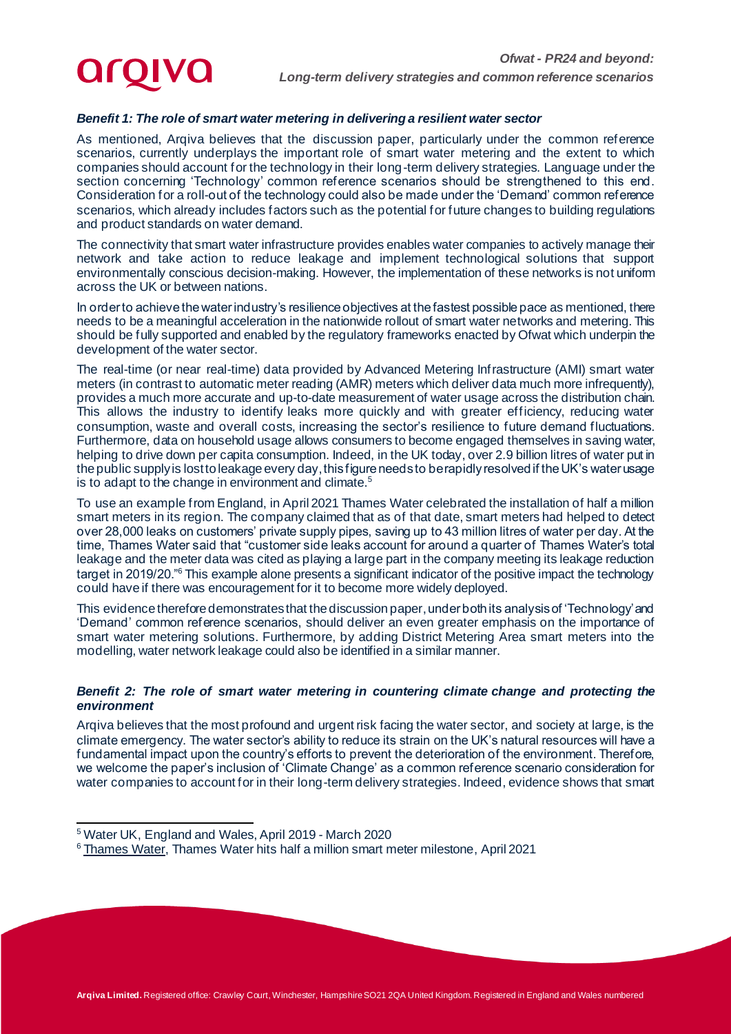### *Benefit 1: The role of smart water metering in delivering a resilient water sector*

As mentioned, Arqiva believes that the discussion paper, particularly under the common reference scenarios, currently underplays the important role of smart water metering and the extent to which companies should account for the technology in their long-term delivery strategies. Language under the section concerning 'Technology' common reference scenarios should be strengthened to this end. Consideration for a roll-out of the technology could also be made under the 'Demand' common reference scenarios, which already includes factors such as the potential for future changes to building regulations and product standards on water demand.

The connectivity that smart water infrastructure provides enables water companies to actively manage their network and take action to reduce leakage and implement technological solutions that support environmentally conscious decision-making. However, the implementation of these networks is not uniform across the UK or between nations.

In order to achieve the water industry's resilience objectives at the fastest possible pace as mentioned, there needs to be a meaningful acceleration in the nationwide rollout of smart water networks and metering. This should be fully supported and enabled by the regulatory frameworks enacted by Ofwat which underpin the development of the water sector.

The real-time (or near real-time) data provided by Advanced Metering Infrastructure (AMI) smart water meters (in contrast to automatic meter reading (AMR) meters which deliver data much more infrequently), provides a much more accurate and up-to-date measurement of water usage across the distribution chain. This allows the industry to identify leaks more quickly and with greater efficiency, reducing water consumption, waste and overall costs, increasing the sector's resilience to future demand fluctuations. Furthermore, data on household usage allows consumers to become engaged themselves in saving water, helping to drive down per capita consumption. Indeed, in the UK today, over 2.9 billion litres of water put in the public supply is lost to leakage every day, this figure needs to be rapidly resolved if the UK's water usage is to adapt to the change in environment and climate.[5]

To use an example from England, in April 2021 Thames Water celebrated the installation of half a million smart meters in its region. The company claimed that as of that date, smart meters had helped to detect over 28,000 leaks on customers' private supply pipes, saving up to 43 million litres of water per day. At the time, Thames Water said that "customer side leaks account for around a quarter of Thames Water's total leakage and the meter data was cited as playing a large part in the company meeting its leakage reduction target in 2019/20."[6] This example alone presents a significant indicator of the positive impact the technology could have if there was encouragement for it to become more widely deployed.

This evidence therefore demonstrates that the discussion paper, under both its analysis of 'Technology' and 'Demand' common reference scenarios, should deliver an even greater emphasis on the importance of smart water metering solutions. Furthermore, by adding District Metering Area smart meters into the modelling, water network leakage could also be identified in a similar manner.

### *Benefit 2: The role of smart water metering in countering climate change and protecting the environment*

Arqiva believes that the most profound and urgent risk facing the water sector, and society at large, is the climate emergency. The water sector's ability to reduce its strain on the UK's natural resources will have a fundamental impact upon the country's efforts to prevent the deterioration of the environment. Therefore, we welcome the paper's inclusion of 'Climate Change' as a common reference scenario consideration for water companies to account for in their long-term delivery strategies. Indeed, evidence shows that smart

---

[5] Water UK, England and Wales, April 2019 - March 2020

[6] Thames Water, Thames Water hits half a million smart meter milestone, April 2021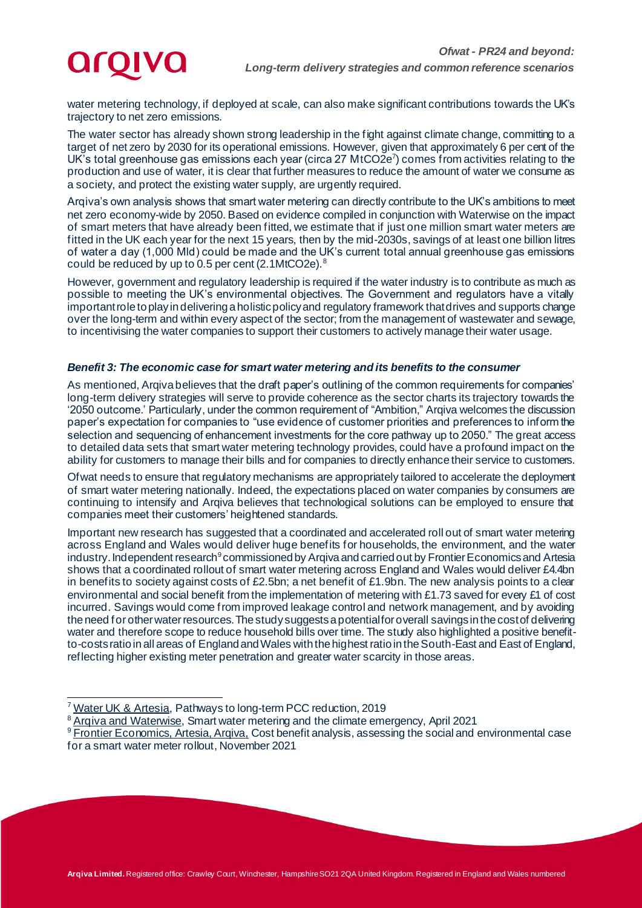water metering technology, if deployed at scale, can also make significant contributions towards the UK's trajectory to net zero emissions.

The water sector has already shown strong leadership in the fight against climate change, committing to a target of net zero by 2030 for its operational emissions. However, given that approximately 6 per cent of the UK's total greenhouse gas emissions each year (circa 27 $MtCO_2e$[7]) comes from activities relating to the production and use of water, it is clear that further measures to reduce the amount of water we consume as a society, and protect the existing water supply, are urgently required.

Arqiva's own analysis shows that smart water metering can directly contribute to the UK's ambitions to meet net zero economy-wide by 2050. Based on evidence compiled in conjunction with Waterwise on the impact of smart meters that have already been fitted, we estimate that if just one million smart water meters are fitted in the UK each year for the next 15 years, then by the mid-2030s, savings of at least one billion litres of water a day (1,000 Mld) could be made and the UK's current total annual greenhouse gas emissions could be reduced by up to 0.5 per cent (2.1$MtCO_2e$).[8]

However, government and regulatory leadership is required if the water industry is to contribute as much as possible to meeting the UK's environmental objectives. The Government and regulators have a vitally important role to play in delivering a holistic policy and regulatory framework that drives and supports change over the long-term and within every aspect of the sector; from the management of wastewater and sewage, to incentivising the water companies to support their customers to actively manage their water usage.

### *Benefit 3: The economic case for smart water metering and its benefits to the consumer*

As mentioned, Arqiva believes that the draft paper's outlining of the common requirements for companies' long-term delivery strategies will serve to provide coherence as the sector charts its trajectory towards the '2050 outcome.' Particularly, under the common requirement of "Ambition," Arqiva welcomes the discussion paper's expectation for companies to "use evidence of customer priorities and preferences to inform the selection and sequencing of enhancement investments for the core pathway up to 2050." The great access to detailed data sets that smart water metering technology provides, could have a profound impact on the ability for customers to manage their bills and for companies to directly enhance their service to customers.

Ofwat needs to ensure that regulatory mechanisms are appropriately tailored to accelerate the deployment of smart water metering nationally. Indeed, the expectations placed on water companies by consumers are continuing to intensify and Arqiva believes that technological solutions can be employed to ensure that companies meet their customers' heightened standards.

Important new research has suggested that a coordinated and accelerated roll out of smart water metering across England and Wales would deliver huge benefits for households, the environment, and the water industry. Independent research[9] commissioned by Arqiva and carried out by Frontier Economics and Artesia shows that a coordinated rollout of smart water metering across England and Wales would deliver £4.4bn in benefits to society against costs of £2.5bn; a net benefit of £1.9bn. The new analysis points to a clear environmental and social benefit from the implementation of metering with £1.73 saved for every £1 of cost incurred. Savings would come from improved leakage control and network management, and by avoiding the need for other water resources. The study suggests a potential for overall savings in the cost of delivering water and therefore scope to reduce household bills over time. The study also highlighted a positive benefit-to-costs ratio in all areas of England and Wales with the highest ratio in the South-East and East of England, reflecting higher existing meter penetration and greater water scarcity in those areas.

---

[7] Water UK & Artesia, Pathways to long-term PCC reduction, 2019

[8] Arqiva and Waterwise, Smart water metering and the climate emergency, April 2021

[9] Frontier Economics, Artesia, Arqiva, Cost benefit analysis, assessing the social and environmental case for a smart water meter rollout, November 2021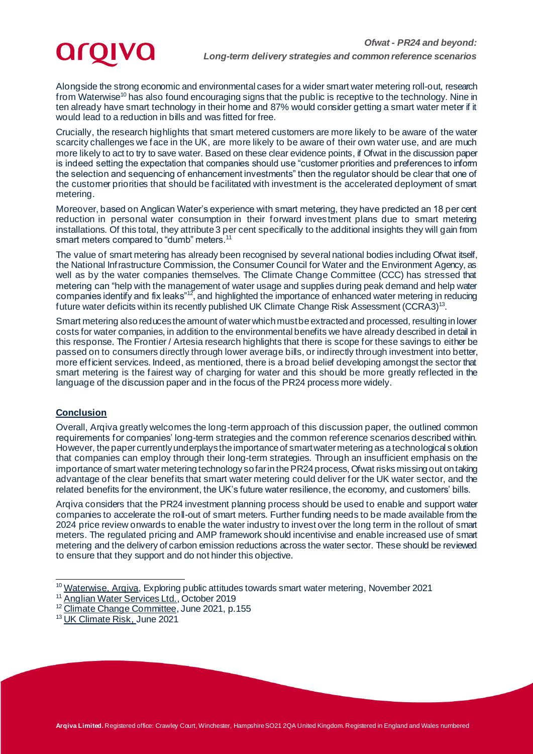Alongside the strong economic and environmental cases for a wider smart water metering roll-out, research from Waterwise[10] has also found encouraging signs that the public is receptive to the technology. Nine in ten already have smart technology in their home and 87% would consider getting a smart water meter if it would lead to a reduction in bills and was fitted for free.

Crucially, the research highlights that smart metered customers are more likely to be aware of the water scarcity challenges we face in the UK, are more likely to be aware of their own water use, and are much more likely to act to try to save water. Based on these clear evidence points, if Ofwat in the discussion paper is indeed setting the expectation that companies should use "customer priorities and preferences to inform the selection and sequencing of enhancement investments" then the regulator should be clear that one of the customer priorities that should be facilitated with investment is the accelerated deployment of smart metering.

Moreover, based on Anglican Water's experience with smart metering, they have predicted an 18 per cent reduction in personal water consumption in their forward investment plans due to smart metering installations. Of this total, they attribute 3 per cent specifically to the additional insights they will gain from smart meters compared to "dumb" meters.[11]

The value of smart metering has already been recognised by several national bodies including Ofwat itself, the National Infrastructure Commission, the Consumer Council for Water and the Environment Agency, as well as by the water companies themselves. The Climate Change Committee (CCC) has stressed that metering can "help with the management of water usage and supplies during peak demand and help water companies identify and fix leaks"[12], and highlighted the importance of enhanced water metering in reducing future water deficits within its recently published UK Climate Change Risk Assessment (CCRA3)[13].

Smart metering also reduces the amount of water which must be extracted and processed, resulting in lower costs for water companies, in addition to the environmental benefits we have already described in detail in this response. The Frontier / Artesia research highlights that there is scope for these savings to either be passed on to consumers directly through lower average bills, or indirectly through investment into better, more efficient services. Indeed, as mentioned, there is a broad belief developing amongst the sector that smart metering is the fairest way of charging for water and this should be more greatly reflected in the language of the discussion paper and in the focus of the PR24 process more widely.

## Conclusion

Overall, Arqiva greatly welcomes the long-term approach of this discussion paper, the outlined common requirements for companies' long-term strategies and the common reference scenarios described within. However, the paper currently underplays the importance of smart water metering as a technological solution that companies can employ through their long-term strategies. Through an insufficient emphasis on the importance of smart water metering technology so far in the PR24 process, Ofwat risks missing out on taking advantage of the clear benefits that smart water metering could deliver for the UK water sector, and the related benefits for the environment, the UK's future water resilience, the economy, and customers' bills.

Arqiva considers that the PR24 investment planning process should be used to enable and support water companies to accelerate the roll-out of smart meters. Further funding needs to be made available from the 2024 price review onwards to enable the water industry to invest over the long term in the rollout of smart meters. The regulated pricing and AMP framework should incentivise and enable increased use of smart metering and the delivery of carbon emission reductions across the water sector. These should be reviewed to ensure that they support and do not hinder this objective.

---

[10] Waterwise, Arqiva, Exploring public attitudes towards smart water metering, November 2021

[11] Anglian Water Services Ltd., October 2019

[12] Climate Change Committee, June 2021, p.155

[13] UK Climate Risk, June 2021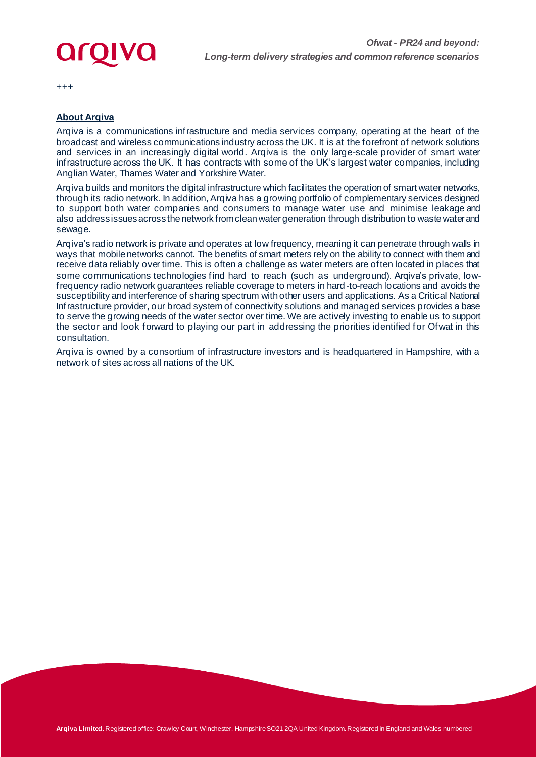+++

## About Arqiva

Arqiva is a communications infrastructure and media services company, operating at the heart of the broadcast and wireless communications industry across the UK. It is at the forefront of network solutions and services in an increasingly digital world. Arqiva is the only large-scale provider of smart water infrastructure across the UK. It has contracts with some of the UK's largest water companies, including Anglian Water, Thames Water and Yorkshire Water.

Arqiva builds and monitors the digital infrastructure which facilitates the operation of smart water networks, through its radio network. In addition, Arqiva has a growing portfolio of complementary services designed to support both water companies and consumers to manage water use and minimise leakage and also address issues across the network from clean water generation through distribution to waste water and sewage.

Arqiva's radio network is private and operates at low frequency, meaning it can penetrate through walls in ways that mobile networks cannot. The benefits of smart meters rely on the ability to connect with them and receive data reliably over time. This is often a challenge as water meters are often located in places that some communications technologies find hard to reach (such as underground). Arqiva's private, low-frequency radio network guarantees reliable coverage to meters in hard-to-reach locations and avoids the susceptibility and interference of sharing spectrum with other users and applications. As a Critical National Infrastructure provider, our broad system of connectivity solutions and managed services provides a base to serve the growing needs of the water sector over time. We are actively investing to enable us to support the sector and look forward to playing our part in addressing the priorities identified for Ofwat in this consultation.

Arqiva is owned by a consortium of infrastructure investors and is headquartered in Hampshire, with a network of sites across all nations of the UK.